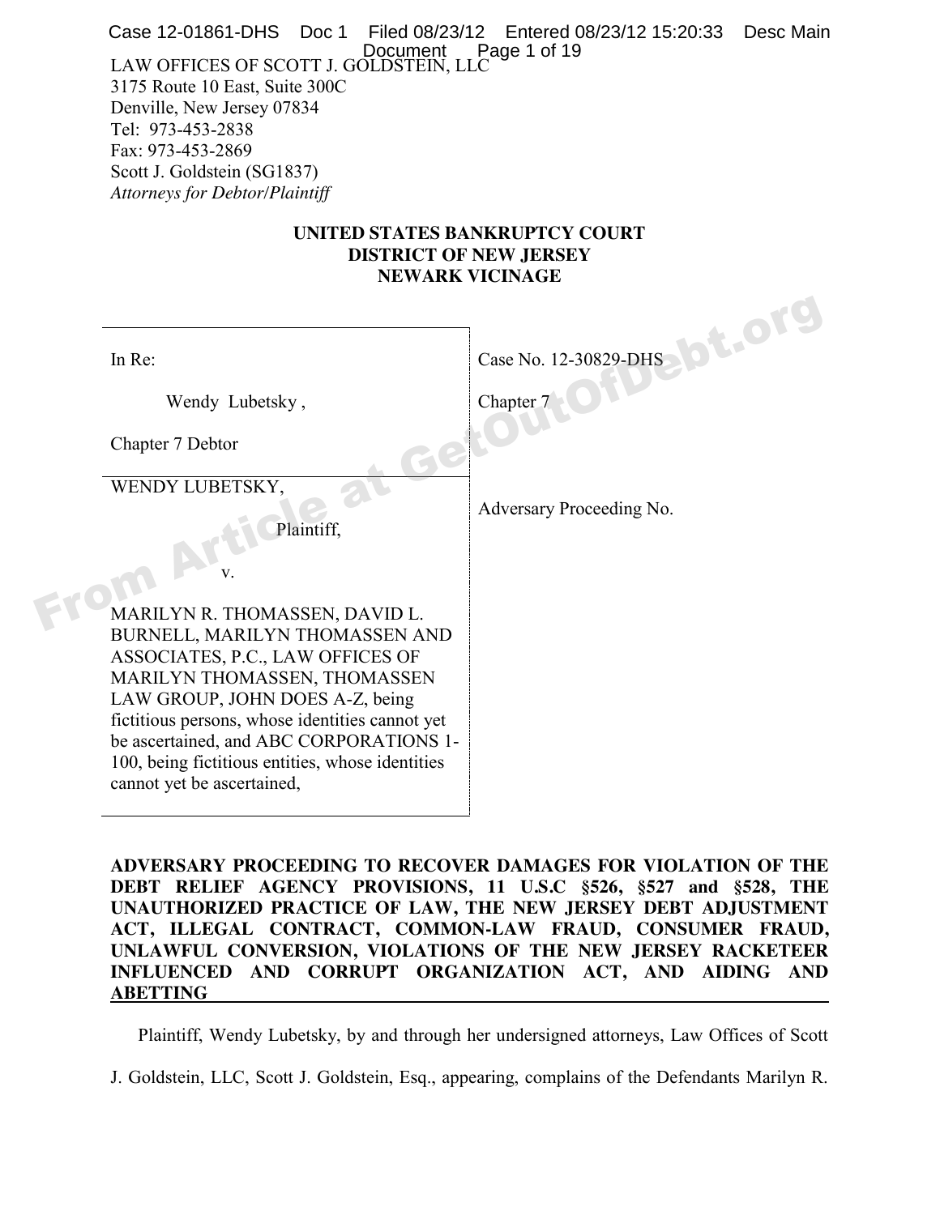LAW OFFICES OF SCOTT J. GOLDSTEIN, LLC
3175 Route 10 East, Suite 300C
Denville, New Jersey 07834
Tel: 973-453-2838
Fax: 973-453-2869
Scott J. Goldstein (SG1837)
*Attorneys for Debtor/Plaintiff*

**UNITED STATES BANKRUPTCY COURT**
**DISTRICT OF NEW JERSEY**
**NEWARK VICINAGE**

| | |
|---|---|
| In Re:<br><br>Wendy Lubetsky ,<br><br>Chapter 7 Debtor | Case No. 12-30829-DHS<br><br>Chapter 7 |
| WENDY LUBETSKY,<br><br>Plaintiff,<br><br>v.<br><br>MARILYN R. THOMASSEN, DAVID L. BURNELL, MARILYN THOMASSEN AND ASSOCIATES, P.C., LAW OFFICES OF MARILYN THOMASSEN, THOMASSEN LAW GROUP, JOHN DOES A-Z, being fictitious persons, whose identities cannot yet be ascertained, and ABC CORPORATIONS 1-100, being fictitious entities, whose identities cannot yet be ascertained, | Adversary Proceeding No. |

**ADVERSARY PROCEEDING TO RECOVER DAMAGES FOR VIOLATION OF THE DEBT RELIEF AGENCY PROVISIONS, 11 U.S.C §526, §527 and §528, THE UNAUTHORIZED PRACTICE OF LAW, THE NEW JERSEY DEBT ADJUSTMENT ACT, ILLEGAL CONTRACT, COMMON-LAW FRAUD, CONSUMER FRAUD, UNLAWFUL CONVERSION, VIOLATIONS OF THE NEW JERSEY RACKETEER INFLUENCED AND CORRUPT ORGANIZATION ACT, AND AIDING AND ABETTING**

Plaintiff, Wendy Lubetsky, by and through her undersigned attorneys, Law Offices of Scott J. Goldstein, LLC, Scott J. Goldstein, Esq., appearing, complains of the Defendants Marilyn R.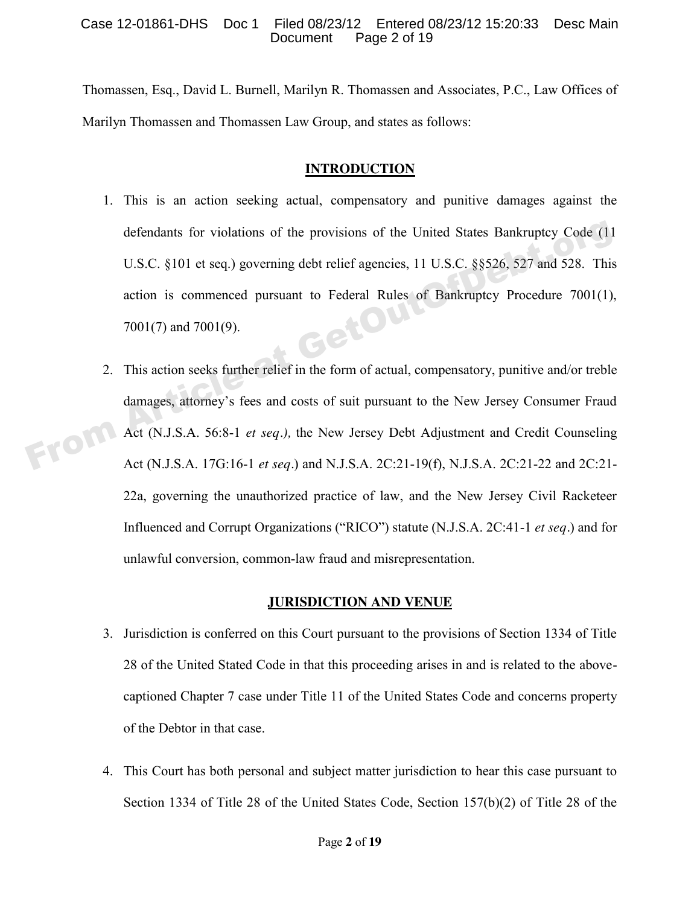Thomassen, Esq., David L. Burnell, Marilyn R. Thomassen and Associates, P.C., Law Offices of Marilyn Thomassen and Thomassen Law Group, and states as follows:

## INTRODUCTION

1. This is an action seeking actual, compensatory and punitive damages against the defendants for violations of the provisions of the United States Bankruptcy Code (11 U.S.C. §101 et seq.) governing debt relief agencies, 11 U.S.C. §§526, 527 and 528. This action is commenced pursuant to Federal Rules of Bankruptcy Procedure 7001(1), 7001(7) and 7001(9).

2. This action seeks further relief in the form of actual, compensatory, punitive and/or treble damages, attorney's fees and costs of suit pursuant to the New Jersey Consumer Fraud Act (N.J.S.A. 56:8-1 *et seq*.), the New Jersey Debt Adjustment and Credit Counseling Act (N.J.S.A. 17G:16-1 *et seq*.) and N.J.S.A. 2C:21-19(f), N.J.S.A. 2C:21-22 and 2C:21-22a, governing the unauthorized practice of law, and the New Jersey Civil Racketeer Influenced and Corrupt Organizations ("RICO") statute (N.J.S.A. 2C:41-1 *et seq*.) and for unlawful conversion, common-law fraud and misrepresentation.

## JURISDICTION AND VENUE

3. Jurisdiction is conferred on this Court pursuant to the provisions of Section 1334 of Title 28 of the United Stated Code in that this proceeding arises in and is related to the above-captioned Chapter 7 case under Title 11 of the United States Code and concerns property of the Debtor in that case.

4. This Court has both personal and subject matter jurisdiction to hear this case pursuant to Section 1334 of Title 28 of the United States Code, Section 157(b)(2) of Title 28 of the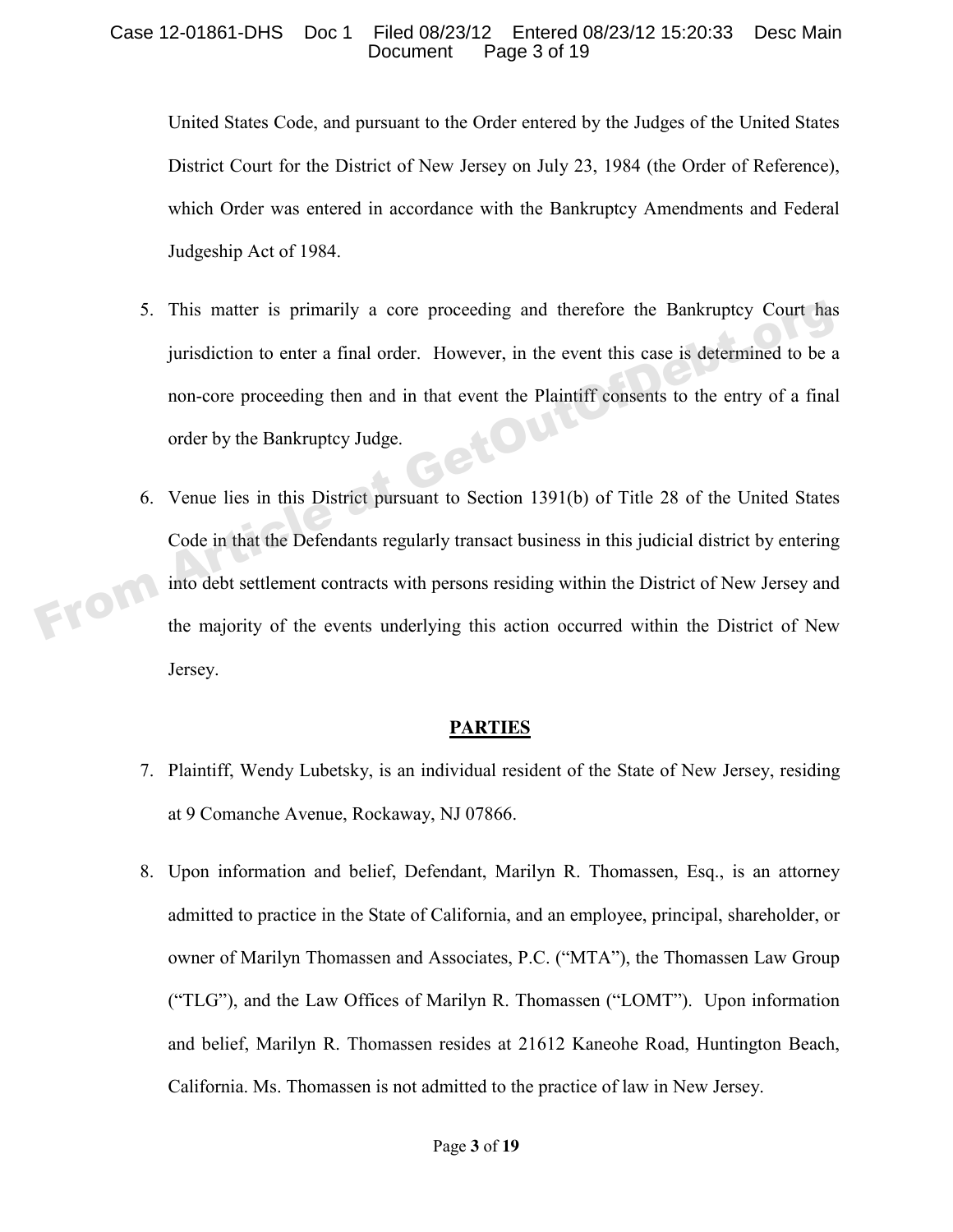United States Code, and pursuant to the Order entered by the Judges of the United States District Court for the District of New Jersey on July 23, 1984 (the Order of Reference), which Order was entered in accordance with the Bankruptcy Amendments and Federal Judgeship Act of 1984.

5. This matter is primarily a core proceeding and therefore the Bankruptcy Court has jurisdiction to enter a final order. However, in the event this case is determined to be a non-core proceeding then and in that event the Plaintiff consents to the entry of a final order by the Bankruptcy Judge.

6. Venue lies in this District pursuant to Section 1391(b) of Title 28 of the United States Code in that the Defendants regularly transact business in this judicial district by entering into debt settlement contracts with persons residing within the District of New Jersey and the majority of the events underlying this action occurred within the District of New Jersey.

## PARTIES

7. Plaintiff, Wendy Lubetsky, is an individual resident of the State of New Jersey, residing at 9 Comanche Avenue, Rockaway, NJ 07866.

8. Upon information and belief, Defendant, Marilyn R. Thomassen, Esq., is an attorney admitted to practice in the State of California, and an employee, principal, shareholder, or owner of Marilyn Thomassen and Associates, P.C. ("MTA"), the Thomassen Law Group ("TLG"), and the Law Offices of Marilyn R. Thomassen ("LOMT"). Upon information and belief, Marilyn R. Thomassen resides at 21612 Kaneohe Road, Huntington Beach, California. Ms. Thomassen is not admitted to the practice of law in New Jersey.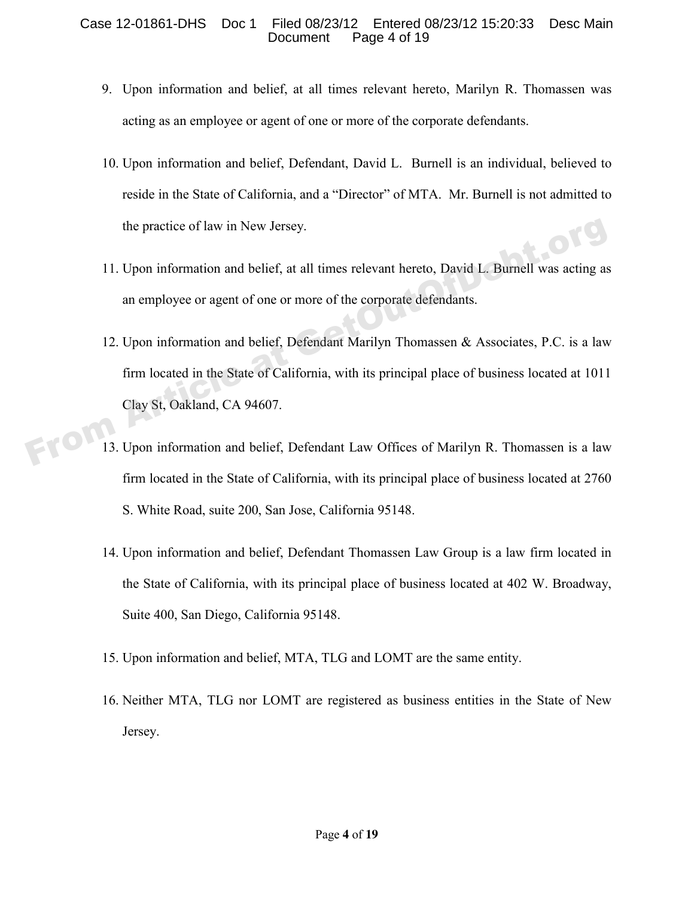9. Upon information and belief, at all times relevant hereto, Marilyn R. Thomassen was acting as an employee or agent of one or more of the corporate defendants.

10. Upon information and belief, Defendant, David L. Burnell is an individual, believed to reside in the State of California, and a "Director" of MTA. Mr. Burnell is not admitted to the practice of law in New Jersey.

11. Upon information and belief, at all times relevant hereto, David L. Burnell was acting as an employee or agent of one or more of the corporate defendants.

12. Upon information and belief, Defendant Marilyn Thomassen & Associates, P.C. is a law firm located in the State of California, with its principal place of business located at 1011 Clay St, Oakland, CA 94607.

13. Upon information and belief, Defendant Law Offices of Marilyn R. Thomassen is a law firm located in the State of California, with its principal place of business located at 2760 S. White Road, suite 200, San Jose, California 95148.

14. Upon information and belief, Defendant Thomassen Law Group is a law firm located in the State of California, with its principal place of business located at 402 W. Broadway, Suite 400, San Diego, California 95148.

15. Upon information and belief, MTA, TLG and LOMT are the same entity.

16. Neither MTA, TLG nor LOMT are registered as business entities in the State of New Jersey.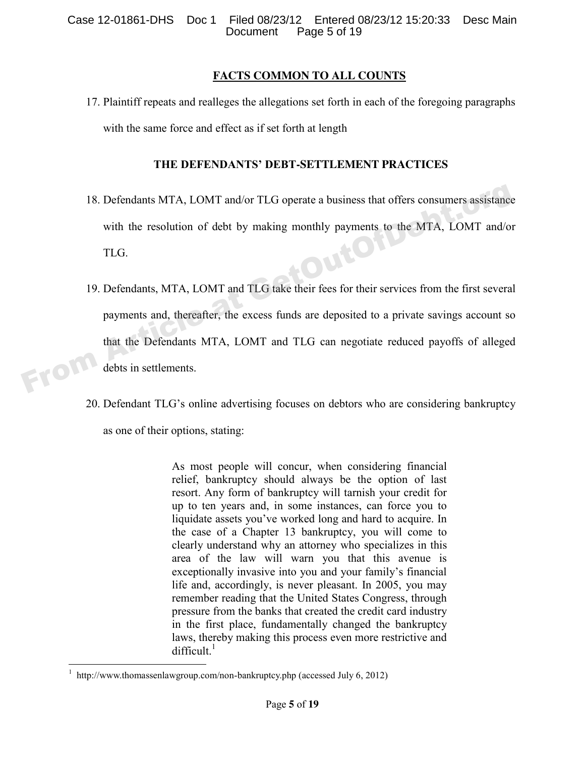## FACTS COMMON TO ALL COUNTS

17. Plaintiff repeats and realleges the allegations set forth in each of the foregoing paragraphs with the same force and effect as if set forth at length

### THE DEFENDANTS' DEBT-SETTLEMENT PRACTICES

18. Defendants MTA, LOMT and/or TLG operate a business that offers consumers assistance with the resolution of debt by making monthly payments to the MTA, LOMT and/or TLG.

19. Defendants, MTA, LOMT and TLG take their fees for their services from the first several payments and, thereafter, the excess funds are deposited to a private savings account so that the Defendants MTA, LOMT and TLG can negotiate reduced payoffs of alleged debts in settlements.

20. Defendant TLG's online advertising focuses on debtors who are considering bankruptcy as one of their options, stating:

> As most people will concur, when considering financial relief, bankruptcy should always be the option of last resort. Any form of bankruptcy will tarnish your credit for up to ten years and, in some instances, can force you to liquidate assets you've worked long and hard to acquire. In the case of a Chapter 13 bankruptcy, you will come to clearly understand why an attorney who specializes in this area of the law will warn you that this avenue is exceptionally invasive into you and your family's financial life and, accordingly, is never pleasant. In 2005, you may remember reading that the United States Congress, through pressure from the banks that created the credit card industry in the first place, fundamentally changed the bankruptcy laws, thereby making this process even more restrictive and difficult.[1]

[1] http://www.thomassenlawgroup.com/non-bankruptcy.php (accessed July 6, 2012)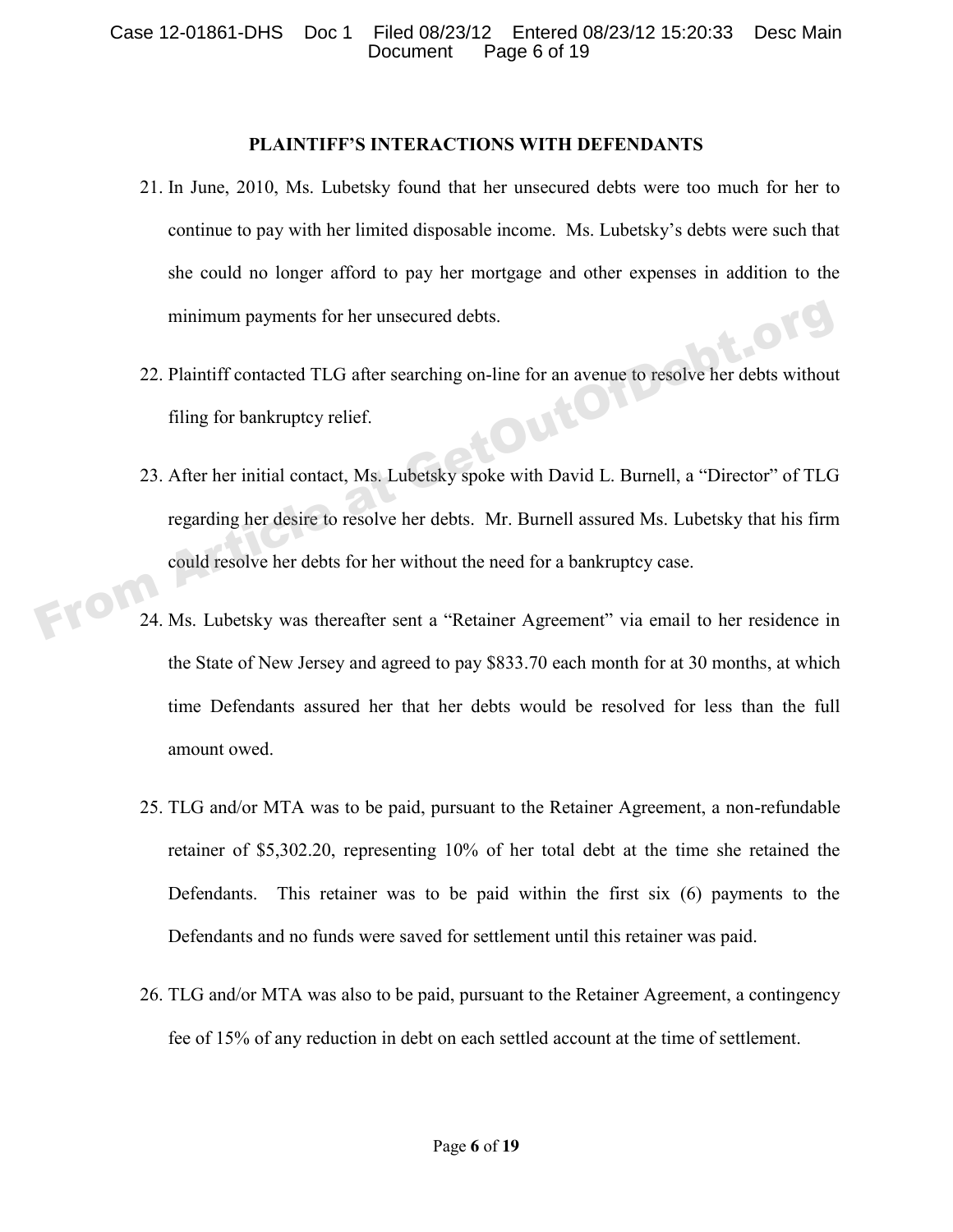## PLAINTIFF'S INTERACTIONS WITH DEFENDANTS

21. In June, 2010, Ms. Lubetsky found that her unsecured debts were too much for her to continue to pay with her limited disposable income. Ms. Lubetsky's debts were such that she could no longer afford to pay her mortgage and other expenses in addition to the minimum payments for her unsecured debts.

22. Plaintiff contacted TLG after searching on-line for an avenue to resolve her debts without filing for bankruptcy relief.

23. After her initial contact, Ms. Lubetsky spoke with David L. Burnell, a "Director" of TLG regarding her desire to resolve her debts. Mr. Burnell assured Ms. Lubetsky that his firm could resolve her debts for her without the need for a bankruptcy case.

24. Ms. Lubetsky was thereafter sent a "Retainer Agreement" via email to her residence in the State of New Jersey and agreed to pay $833.70 each month for at 30 months, at which time Defendants assured her that her debts would be resolved for less than the full amount owed.

25. TLG and/or MTA was to be paid, pursuant to the Retainer Agreement, a non-refundable retainer of $5,302.20, representing 10% of her total debt at the time she retained the Defendants. This retainer was to be paid within the first six (6) payments to the Defendants and no funds were saved for settlement until this retainer was paid.

26. TLG and/or MTA was also to be paid, pursuant to the Retainer Agreement, a contingency fee of 15% of any reduction in debt on each settled account at the time of settlement.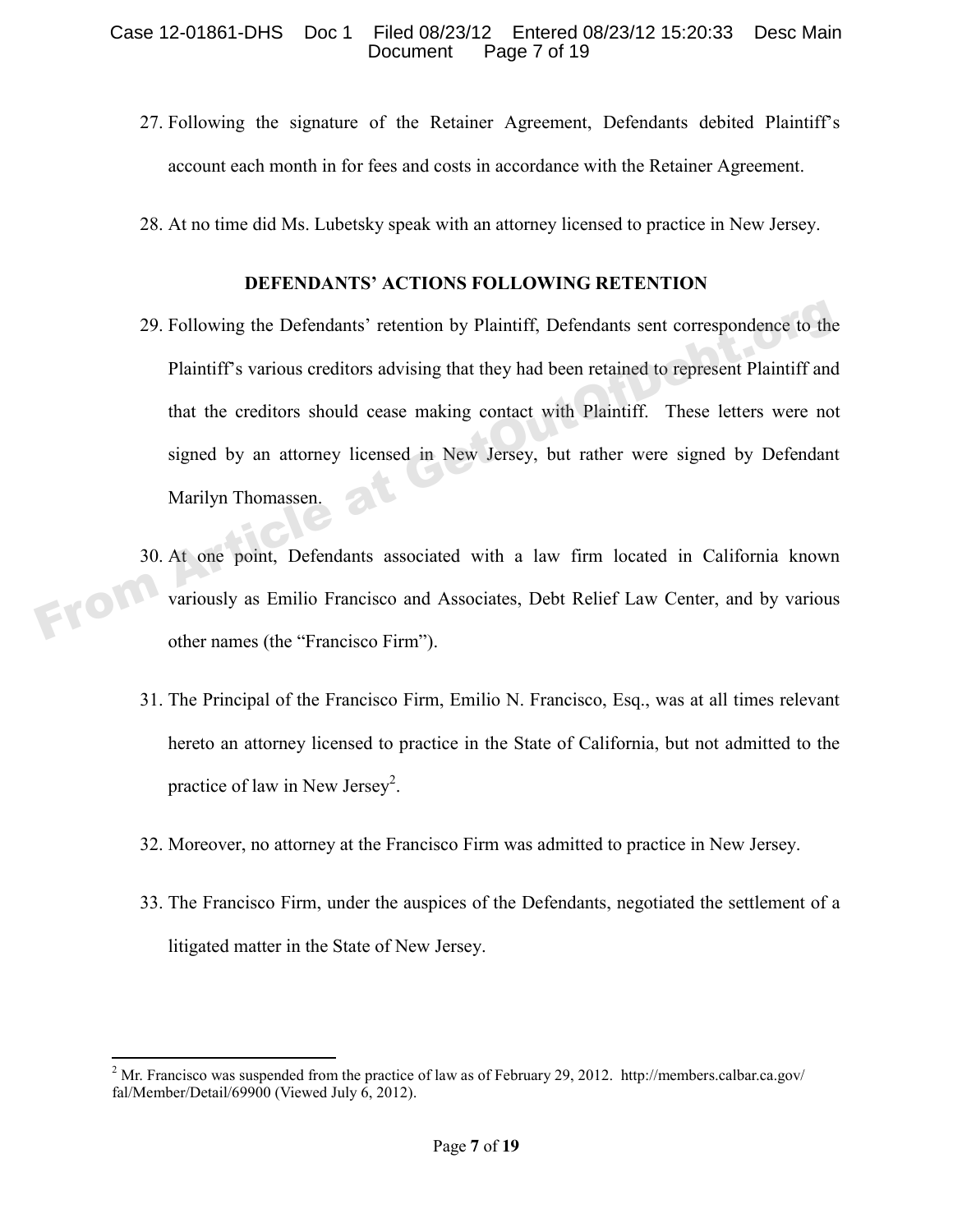27. Following the signature of the Retainer Agreement, Defendants debited Plaintiff's account each month in for fees and costs in accordance with the Retainer Agreement.

28. At no time did Ms. Lubetsky speak with an attorney licensed to practice in New Jersey.

## DEFENDANTS' ACTIONS FOLLOWING RETENTION

29. Following the Defendants' retention by Plaintiff, Defendants sent correspondence to the Plaintiff's various creditors advising that they had been retained to represent Plaintiff and that the creditors should cease making contact with Plaintiff. These letters were not signed by an attorney licensed in New Jersey, but rather were signed by Defendant Marilyn Thomassen.

30. At one point, Defendants associated with a law firm located in California known variously as Emilio Francisco and Associates, Debt Relief Law Center, and by various other names (the "Francisco Firm").

31. The Principal of the Francisco Firm, Emilio N. Francisco, Esq., was at all times relevant hereto an attorney licensed to practice in the State of California, but not admitted to the practice of law in New Jersey[2].

32. Moreover, no attorney at the Francisco Firm was admitted to practice in New Jersey.

33. The Francisco Firm, under the auspices of the Defendants, negotiated the settlement of a litigated matter in the State of New Jersey.

---

[2] Mr. Francisco was suspended from the practice of law as of February 29, 2012. http://members.calbar.ca.gov/fal/Member/Detail/69900 (Viewed July 6, 2012).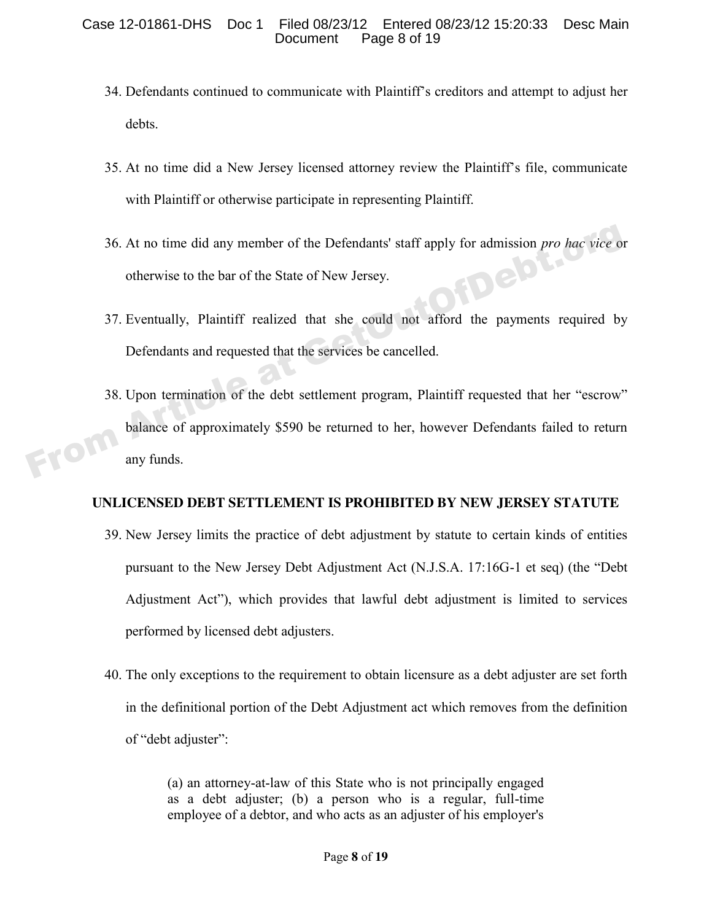34. Defendants continued to communicate with Plaintiff's creditors and attempt to adjust her debts.

35. At no time did a New Jersey licensed attorney review the Plaintiff's file, communicate with Plaintiff or otherwise participate in representing Plaintiff.

36. At no time did any member of the Defendants' staff apply for admission *pro hac vice* or otherwise to the bar of the State of New Jersey.

37. Eventually, Plaintiff realized that she could not afford the payments required by Defendants and requested that the services be cancelled.

38. Upon termination of the debt settlement program, Plaintiff requested that her "escrow" balance of approximately $590 be returned to her, however Defendants failed to return any funds.

**UNLICENSED DEBT SETTLEMENT IS PROHIBITED BY NEW JERSEY STATUTE**

39. New Jersey limits the practice of debt adjustment by statute to certain kinds of entities pursuant to the New Jersey Debt Adjustment Act (N.J.S.A. 17:16G-1 et seq) (the "Debt Adjustment Act"), which provides that lawful debt adjustment is limited to services performed by licensed debt adjusters.

40. The only exceptions to the requirement to obtain licensure as a debt adjuster are set forth in the definitional portion of the Debt Adjustment act which removes from the definition of "debt adjuster":

> (a) an attorney-at-law of this State who is not principally engaged as a debt adjuster; (b) a person who is a regular, full-time employee of a debtor, and who acts as an adjuster of his employer's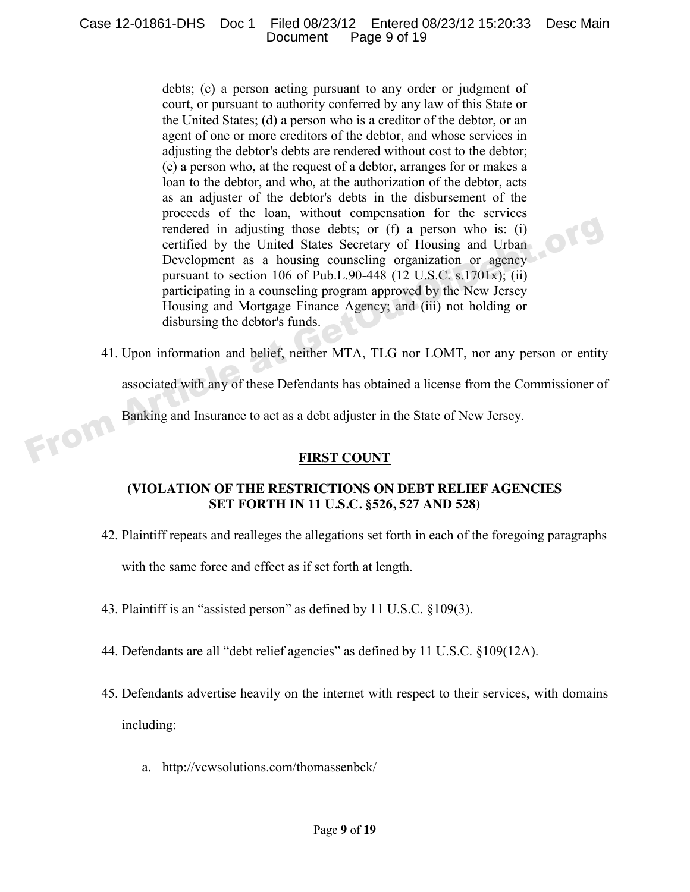debts; (c) a person acting pursuant to any order or judgment of court, or pursuant to authority conferred by any law of this State or the United States; (d) a person who is a creditor of the debtor, or an agent of one or more creditors of the debtor, and whose services in adjusting the debtor's debts are rendered without cost to the debtor; (e) a person who, at the request of a debtor, arranges for or makes a loan to the debtor, and who, at the authorization of the debtor, acts as an adjuster of the debtor's debts in the disbursement of the proceeds of the loan, without compensation for the services rendered in adjusting those debts; or (f) a person who is: (i) certified by the United States Secretary of Housing and Urban Development as a housing counseling organization or agency pursuant to section 106 of Pub.L.90-448 (12 U.S.C. s.1701x); (ii) participating in a counseling program approved by the New Jersey Housing and Mortgage Finance Agency; and (iii) not holding or disbursing the debtor's funds.

41. Upon information and belief, neither MTA, TLG nor LOMT, nor any person or entity associated with any of these Defendants has obtained a license from the Commissioner of Banking and Insurance to act as a debt adjuster in the State of New Jersey.

## FIRST COUNT

### (VIOLATION OF THE RESTRICTIONS ON DEBT RELIEF AGENCIES SET FORTH IN 11 U.S.C. §526, 527 AND 528)

42. Plaintiff repeats and realleges the allegations set forth in each of the foregoing paragraphs with the same force and effect as if set forth at length.

43. Plaintiff is an "assisted person" as defined by 11 U.S.C. §109(3).

44. Defendants are all "debt relief agencies" as defined by 11 U.S.C. §109(12A).

45. Defendants advertise heavily on the internet with respect to their services, with domains including:

    a. http://vcwsolutions.com/thomassenbck/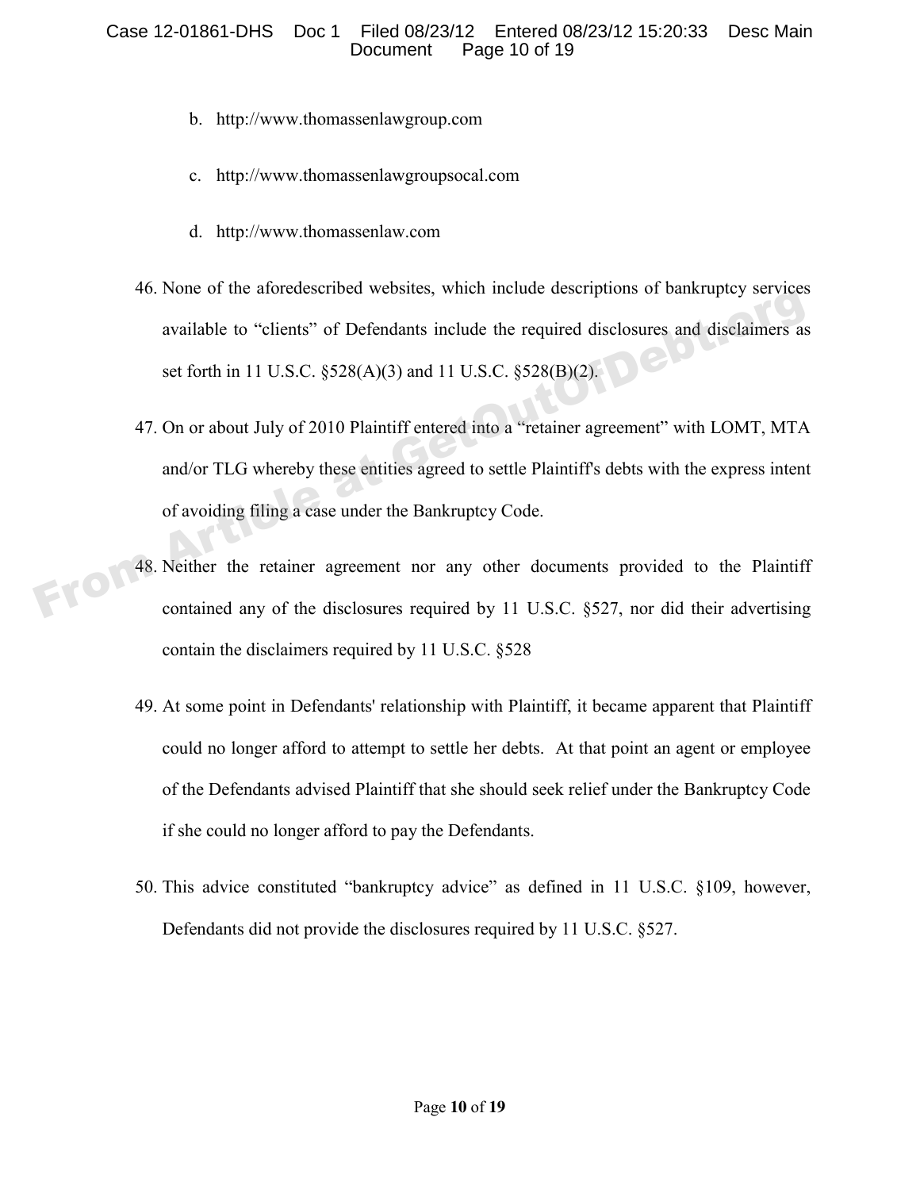b. http://www.thomassenlawgroup.com

c. http://www.thomassenlawgroupsocal.com

d. http://www.thomassenlaw.com

46. None of the aforedescribed websites, which include descriptions of bankruptcy services available to “clients” of Defendants include the required disclosures and disclaimers as set forth in 11 U.S.C. §528(A)(3) and 11 U.S.C. §528(B)(2).

47. On or about July of 2010 Plaintiff entered into a “retainer agreement” with LOMT, MTA and/or TLG whereby these entities agreed to settle Plaintiff's debts with the express intent of avoiding filing a case under the Bankruptcy Code.

48. Neither the retainer agreement nor any other documents provided to the Plaintiff contained any of the disclosures required by 11 U.S.C. §527, nor did their advertising contain the disclaimers required by 11 U.S.C. §528

49. At some point in Defendants' relationship with Plaintiff, it became apparent that Plaintiff could no longer afford to attempt to settle her debts. At that point an agent or employee of the Defendants advised Plaintiff that she should seek relief under the Bankruptcy Code if she could no longer afford to pay the Defendants.

50. This advice constituted “bankruptcy advice” as defined in 11 U.S.C. §109, however, Defendants did not provide the disclosures required by 11 U.S.C. §527.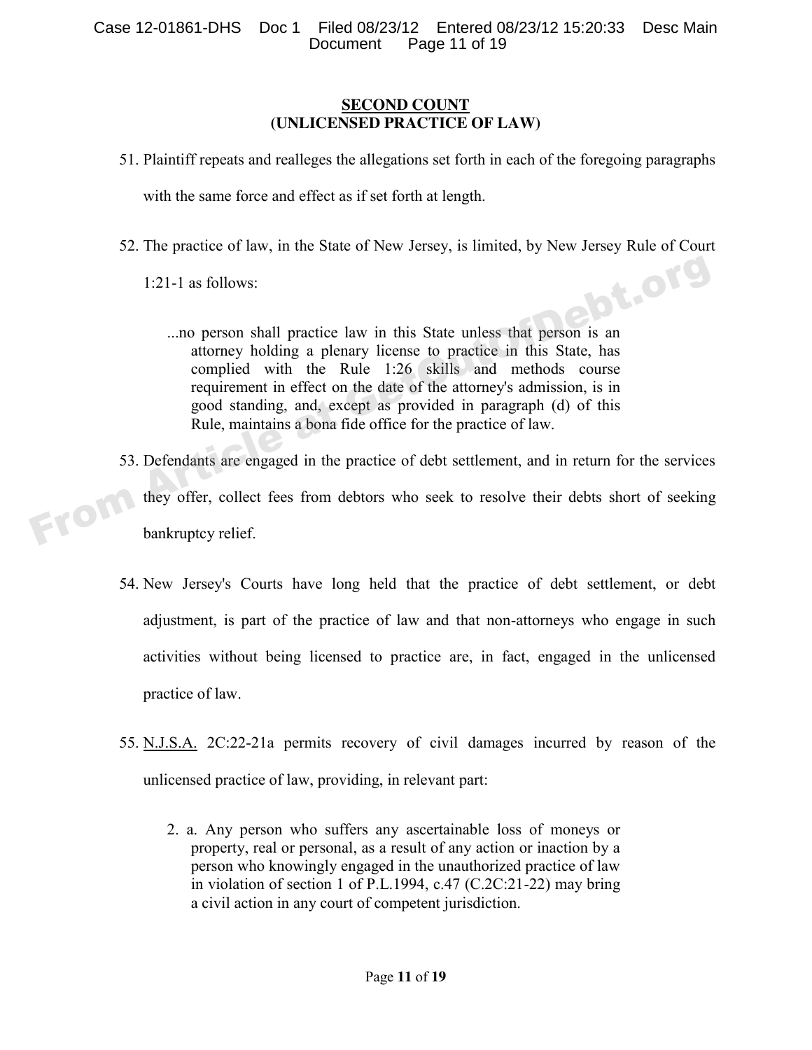## SECOND COUNT
## (UNLICENSED PRACTICE OF LAW)

51. Plaintiff repeats and realleges the allegations set forth in each of the foregoing paragraphs with the same force and effect as if set forth at length.

52. The practice of law, in the State of New Jersey, is limited, by New Jersey Rule of Court 1:21-1 as follows:

> ...no person shall practice law in this State unless that person is an attorney holding a plenary license to practice in this State, has complied with the Rule 1:26 skills and methods course requirement in effect on the date of the attorney's admission, is in good standing, and, except as provided in paragraph (d) of this Rule, maintains a bona fide office for the practice of law.

53. Defendants are engaged in the practice of debt settlement, and in return for the services they offer, collect fees from debtors who seek to resolve their debts short of seeking bankruptcy relief.

54. New Jersey's Courts have long held that the practice of debt settlement, or debt adjustment, is part of the practice of law and that non-attorneys who engage in such activities without being licensed to practice are, in fact, engaged in the unlicensed practice of law.

55. N.J.S.A. 2C:22-21a permits recovery of civil damages incurred by reason of the unlicensed practice of law, providing, in relevant part:

> 2. a. Any person who suffers any ascertainable loss of moneys or property, real or personal, as a result of any action or inaction by a person who knowingly engaged in the unauthorized practice of law in violation of section 1 of P.L.1994, c.47 (C.2C:21-22) may bring a civil action in any court of competent jurisdiction.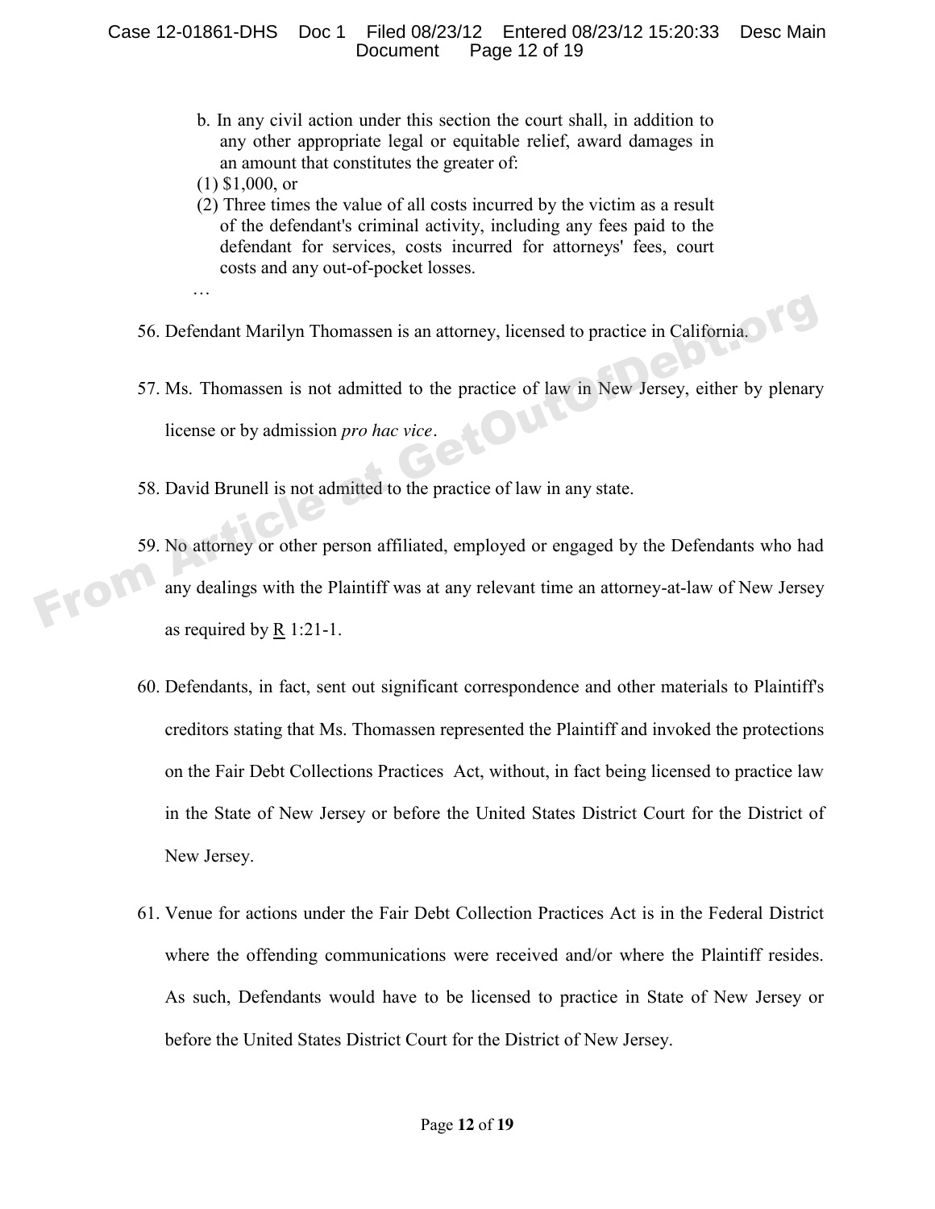b. In any civil action under this section the court shall, in addition to any other appropriate legal or equitable relief, award damages in an amount that constitutes the greater of:

(1) $1,000, or

(2) Three times the value of all costs incurred by the victim as a result of the defendant's criminal activity, including any fees paid to the defendant for services, costs incurred for attorneys' fees, court costs and any out-of-pocket losses.

…

56. Defendant Marilyn Thomassen is an attorney, licensed to practice in California.

57. Ms. Thomassen is not admitted to the practice of law in New Jersey, either by plenary license or by admission *pro hac vice*.

58. David Brunell is not admitted to the practice of law in any state.

59. No attorney or other person affiliated, employed or engaged by the Defendants who had any dealings with the Plaintiff was at any relevant time an attorney-at-law of New Jersey as required by R 1:21-1.

60. Defendants, in fact, sent out significant correspondence and other materials to Plaintiff's creditors stating that Ms. Thomassen represented the Plaintiff and invoked the protections on the Fair Debt Collections Practices Act, without, in fact being licensed to practice law in the State of New Jersey or before the United States District Court for the District of New Jersey.

61. Venue for actions under the Fair Debt Collection Practices Act is in the Federal District where the offending communications were received and/or where the Plaintiff resides. As such, Defendants would have to be licensed to practice in State of New Jersey or before the United States District Court for the District of New Jersey.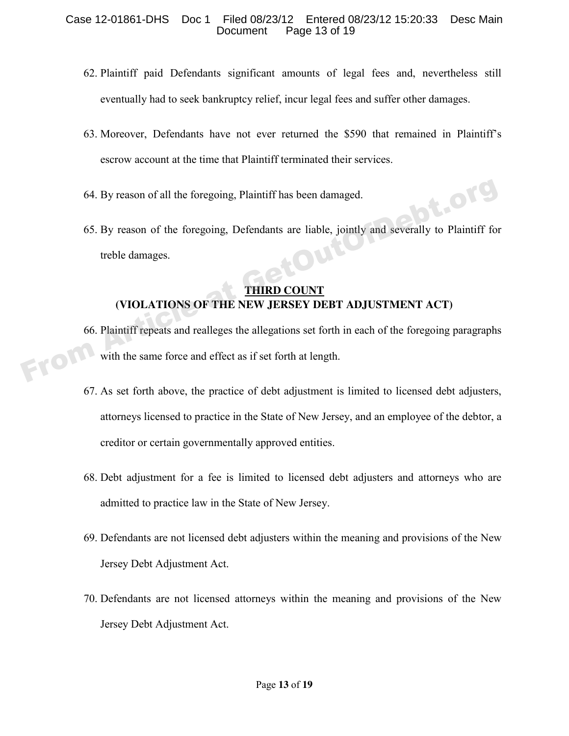62. Plaintiff paid Defendants significant amounts of legal fees and, nevertheless still eventually had to seek bankruptcy relief, incur legal fees and suffer other damages.

63. Moreover, Defendants have not ever returned the $590 that remained in Plaintiff's escrow account at the time that Plaintiff terminated their services.

64. By reason of all the foregoing, Plaintiff has been damaged.

65. By reason of the foregoing, Defendants are liable, jointly and severally to Plaintiff for treble damages.

## **THIRD COUNT**
## **(VIOLATIONS OF THE NEW JERSEY DEBT ADJUSTMENT ACT)**

66. Plaintiff repeats and realleges the allegations set forth in each of the foregoing paragraphs with the same force and effect as if set forth at length.

67. As set forth above, the practice of debt adjustment is limited to licensed debt adjusters, attorneys licensed to practice in the State of New Jersey, and an employee of the debtor, a creditor or certain governmentally approved entities.

68. Debt adjustment for a fee is limited to licensed debt adjusters and attorneys who are admitted to practice law in the State of New Jersey.

69. Defendants are not licensed debt adjusters within the meaning and provisions of the New Jersey Debt Adjustment Act.

70. Defendants are not licensed attorneys within the meaning and provisions of the New Jersey Debt Adjustment Act.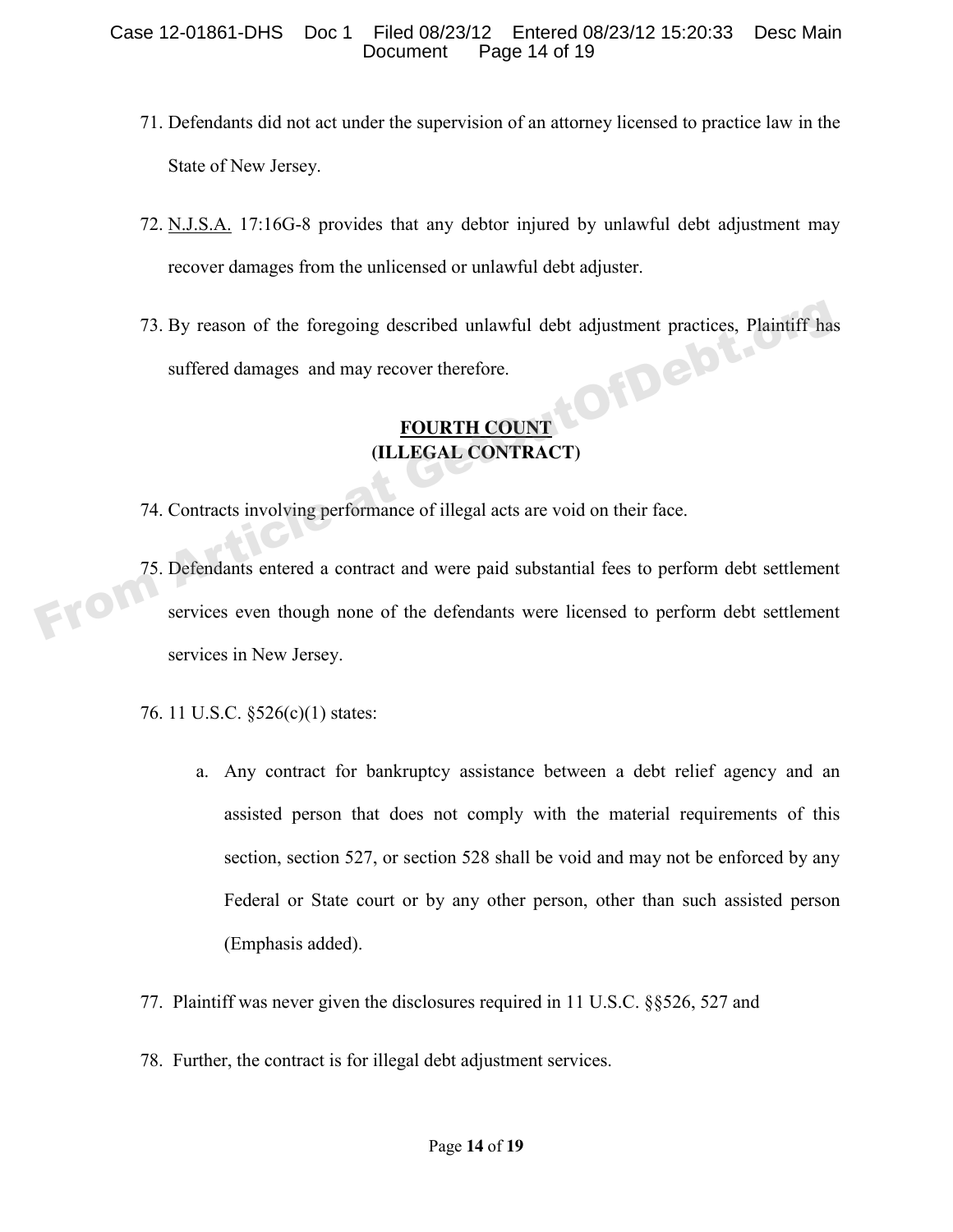71. Defendants did not act under the supervision of an attorney licensed to practice law in the State of New Jersey.

72. N.J.S.A. 17:16G-8 provides that any debtor injured by unlawful debt adjustment may recover damages from the unlicensed or unlawful debt adjuster.

73. By reason of the foregoing described unlawful debt adjustment practices, Plaintiff has suffered damages and may recover therefore.

**FOURTH COUNT**
**(ILLEGAL CONTRACT)**

74. Contracts involving performance of illegal acts are void on their face.

75. Defendants entered a contract and were paid substantial fees to perform debt settlement services even though none of the defendants were licensed to perform debt settlement services in New Jersey.

76. 11 U.S.C. §526(c)(1) states:

    a. Any contract for bankruptcy assistance between a debt relief agency and an assisted person that does not comply with the material requirements of this section, section 527, or section 528 shall be void and may not be enforced by any Federal or State court or by any other person, other than such assisted person (Emphasis added).

77. Plaintiff was never given the disclosures required in 11 U.S.C. §§526, 527 and

78. Further, the contract is for illegal debt adjustment services.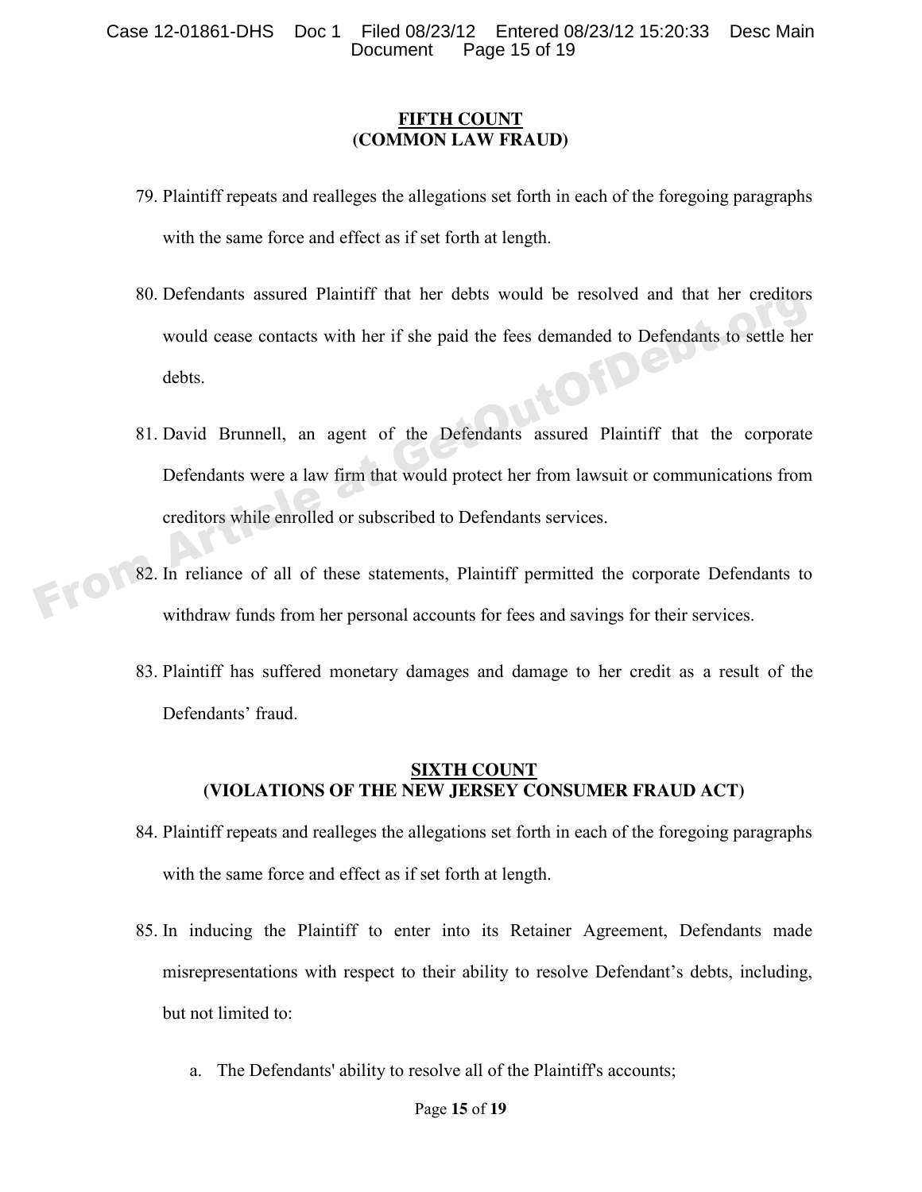**FIFTH COUNT**
**(COMMON LAW FRAUD)**

79. Plaintiff repeats and realleges the allegations set forth in each of the foregoing paragraphs with the same force and effect as if set forth at length.

80. Defendants assured Plaintiff that her debts would be resolved and that her creditors would cease contacts with her if she paid the fees demanded to Defendants to settle her debts.

81. David Brunnell, an agent of the Defendants assured Plaintiff that the corporate Defendants were a law firm that would protect her from lawsuit or communications from creditors while enrolled or subscribed to Defendants services.

82. In reliance of all of these statements, Plaintiff permitted the corporate Defendants to withdraw funds from her personal accounts for fees and savings for their services.

83. Plaintiff has suffered monetary damages and damage to her credit as a result of the Defendants' fraud.

**SIXTH COUNT**
**(VIOLATIONS OF THE NEW JERSEY CONSUMER FRAUD ACT)**

84. Plaintiff repeats and realleges the allegations set forth in each of the foregoing paragraphs with the same force and effect as if set forth at length.

85. In inducing the Plaintiff to enter into its Retainer Agreement, Defendants made misrepresentations with respect to their ability to resolve Defendant's debts, including, but not limited to:

    a. The Defendants' ability to resolve all of the Plaintiff's accounts;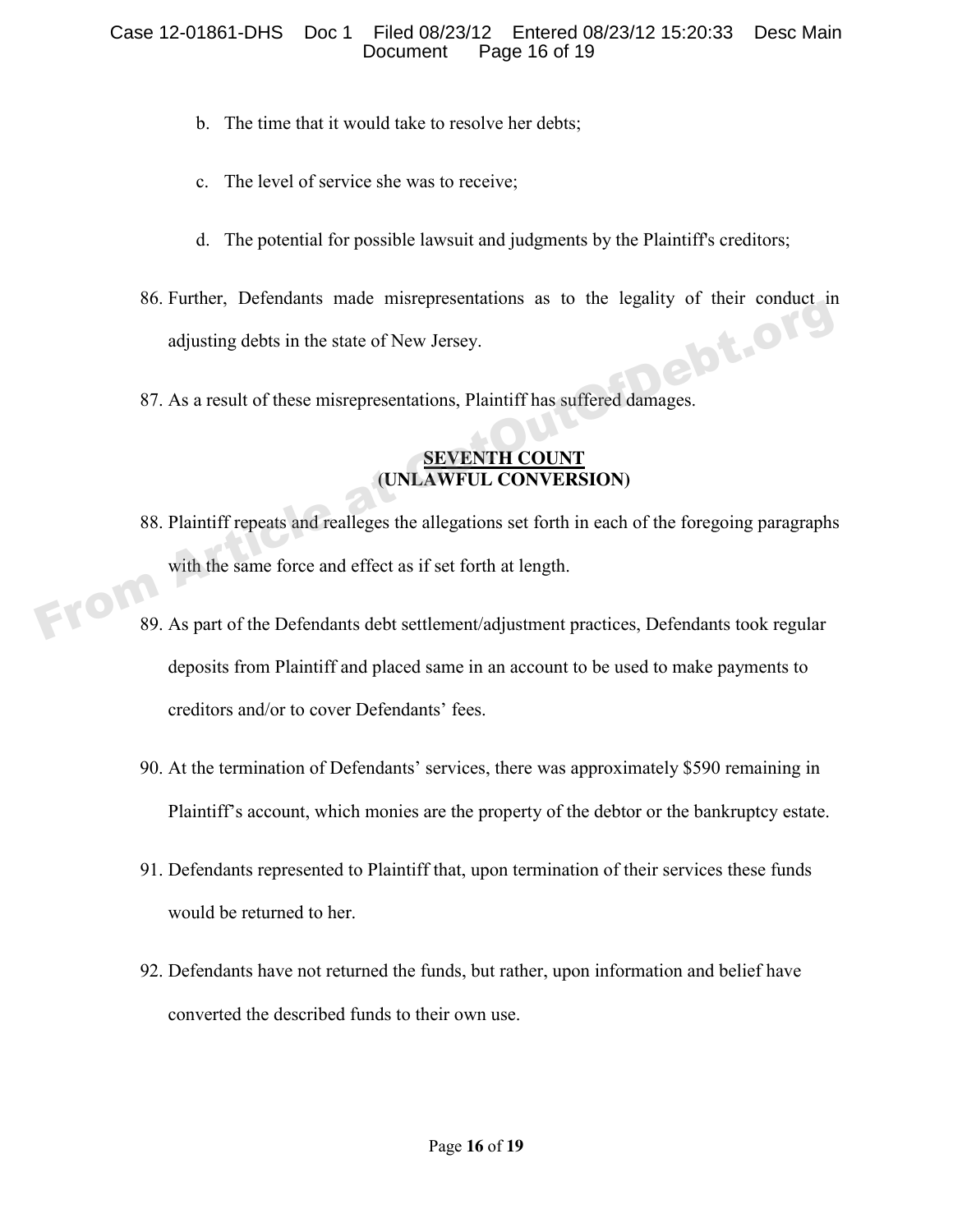b. The time that it would take to resolve her debts;

c. The level of service she was to receive;

d. The potential for possible lawsuit and judgments by the Plaintiff's creditors;

86. Further, Defendants made misrepresentations as to the legality of their conduct in adjusting debts in the state of New Jersey.

87. As a result of these misrepresentations, Plaintiff has suffered damages.

**SEVENTH COUNT**
**(UNLAWFUL CONVERSION)**

88. Plaintiff repeats and realleges the allegations set forth in each of the foregoing paragraphs with the same force and effect as if set forth at length.

89. As part of the Defendants debt settlement/adjustment practices, Defendants took regular deposits from Plaintiff and placed same in an account to be used to make payments to creditors and/or to cover Defendants' fees.

90. At the termination of Defendants' services, there was approximately $590 remaining in Plaintiff's account, which monies are the property of the debtor or the bankruptcy estate.

91. Defendants represented to Plaintiff that, upon termination of their services these funds would be returned to her.

92. Defendants have not returned the funds, but rather, upon information and belief have converted the described funds to their own use.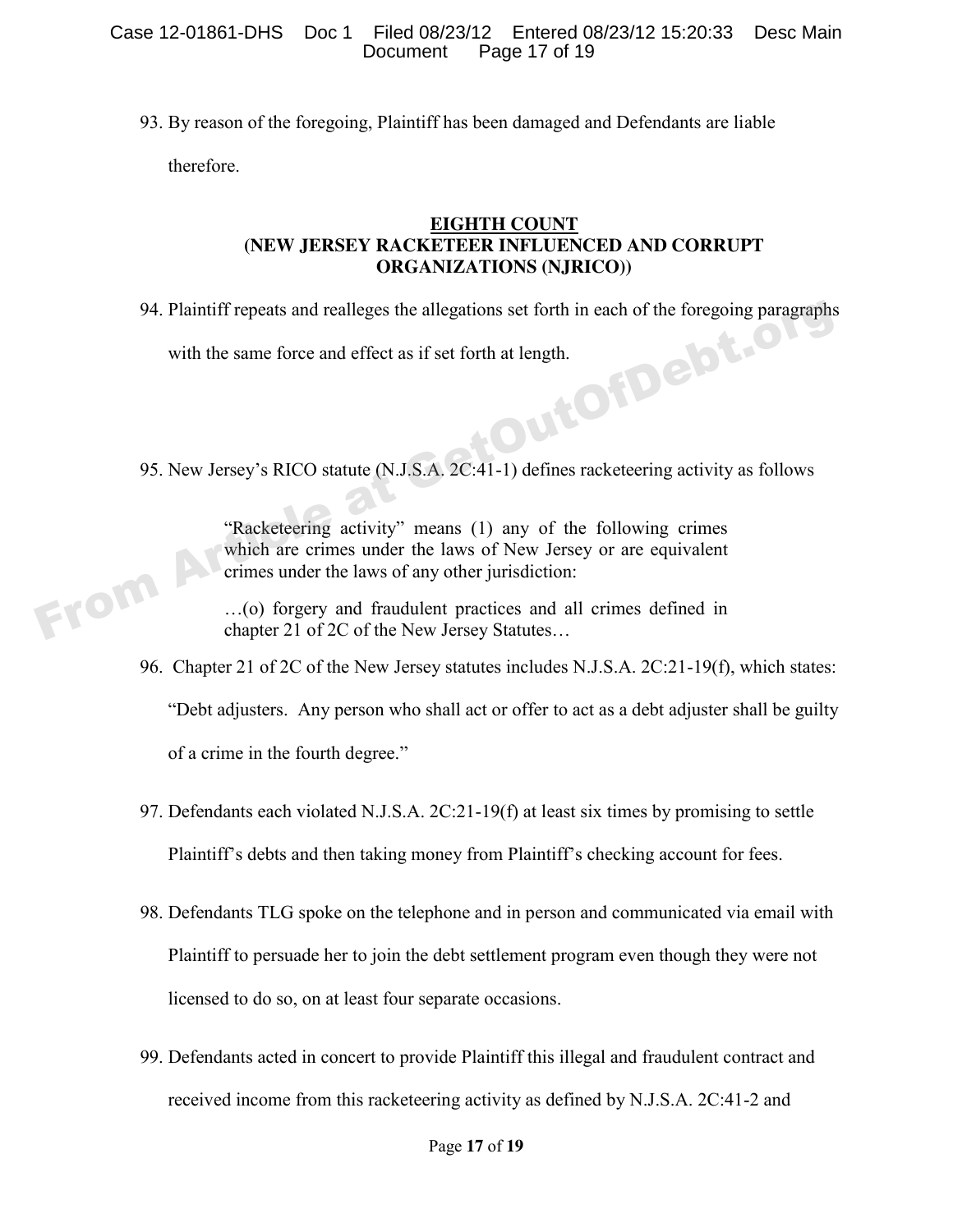93. By reason of the foregoing, Plaintiff has been damaged and Defendants are liable therefore.

**EIGHTH COUNT**
**(NEW JERSEY RACKETEER INFLUENCED AND CORRUPT ORGANIZATIONS (NJRICO))**

94. Plaintiff repeats and realleges the allegations set forth in each of the foregoing paragraphs with the same force and effect as if set forth at length.

95. New Jersey's RICO statute (N.J.S.A. 2C:41-1) defines racketeering activity as follows

> "Racketeering activity" means (1) any of the following crimes which are crimes under the laws of New Jersey or are equivalent crimes under the laws of any other jurisdiction:
>
> …(o) forgery and fraudulent practices and all crimes defined in chapter 21 of 2C of the New Jersey Statutes…

96. Chapter 21 of 2C of the New Jersey statutes includes N.J.S.A. 2C:21-19(f), which states: "Debt adjusters. Any person who shall act or offer to act as a debt adjuster shall be guilty of a crime in the fourth degree."

97. Defendants each violated N.J.S.A. 2C:21-19(f) at least six times by promising to settle Plaintiff's debts and then taking money from Plaintiff's checking account for fees.

98. Defendants TLG spoke on the telephone and in person and communicated via email with Plaintiff to persuade her to join the debt settlement program even though they were not licensed to do so, on at least four separate occasions.

99. Defendants acted in concert to provide Plaintiff this illegal and fraudulent contract and received income from this racketeering activity as defined by N.J.S.A. 2C:41-2 and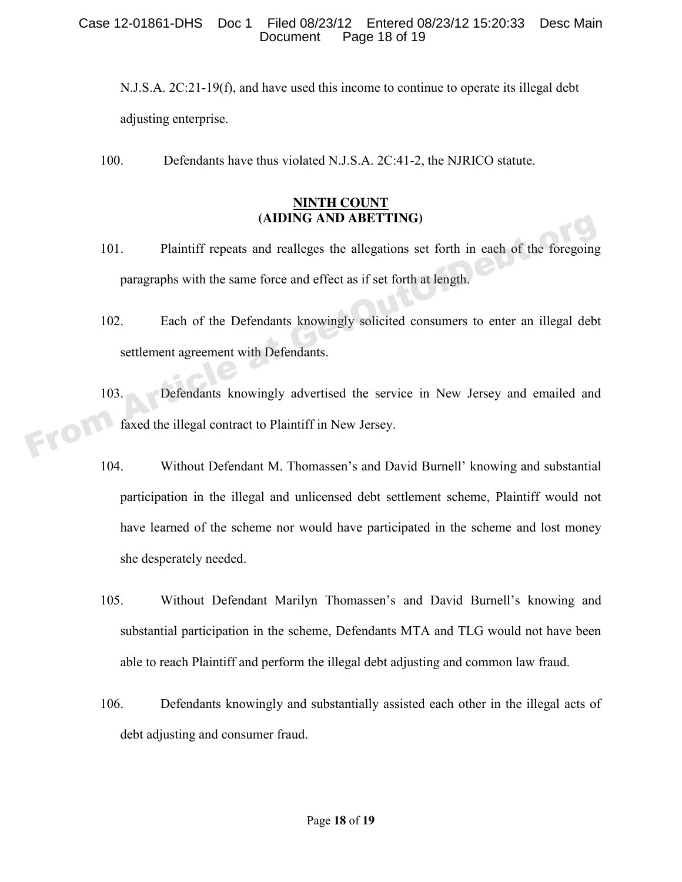N.J.S.A. 2C:21-19(f), and have used this income to continue to operate its illegal debt adjusting enterprise.

100. Defendants have thus violated N.J.S.A. 2C:41-2, the NJRICO statute.

## NINTH COUNT
## (AIDING AND ABETTING)

101. Plaintiff repeats and realleges the allegations set forth in each of the foregoing paragraphs with the same force and effect as if set forth at length.

102. Each of the Defendants knowingly solicited consumers to enter an illegal debt settlement agreement with Defendants.

103. Defendants knowingly advertised the service in New Jersey and emailed and faxed the illegal contract to Plaintiff in New Jersey.

104. Without Defendant M. Thomassen's and David Burnell' knowing and substantial participation in the illegal and unlicensed debt settlement scheme, Plaintiff would not have learned of the scheme nor would have participated in the scheme and lost money she desperately needed.

105. Without Defendant Marilyn Thomassen's and David Burnell's knowing and substantial participation in the scheme, Defendants MTA and TLG would not have been able to reach Plaintiff and perform the illegal debt adjusting and common law fraud.

106. Defendants knowingly and substantially assisted each other in the illegal acts of debt adjusting and consumer fraud.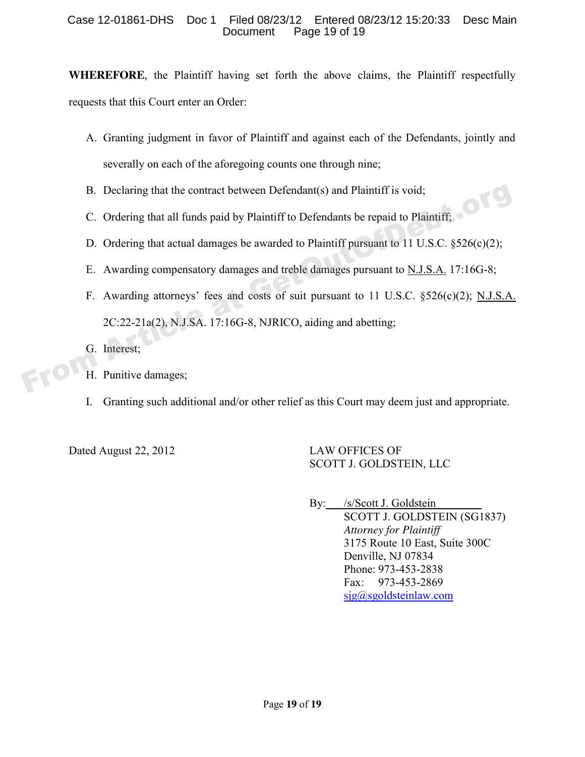**WHEREFORE**, the Plaintiff having set forth the above claims, the Plaintiff respectfully requests that this Court enter an Order:

A. Granting judgment in favor of Plaintiff and against each of the Defendants, jointly and severally on each of the aforegoing counts one through nine;

B. Declaring that the contract between Defendant(s) and Plaintiff is void;

C. Ordering that all funds paid by Plaintiff to Defendants be repaid to Plaintiff;

D. Ordering that actual damages be awarded to Plaintiff pursuant to 11 U.S.C. §526(c)(2);

E. Awarding compensatory damages and treble damages pursuant to N.J.S.A. 17:16G-8;

F. Awarding attorneys' fees and costs of suit pursuant to 11 U.S.C. §526(c)(2); N.J.S.A. 2C:22-21a(2), N.J.SA. 17:16G-8, NJRICO, aiding and abetting;

G. Interest;

H. Punitive damages;

I. Granting such additional and/or other relief as this Court may deem just and appropriate.

Dated August 22, 2012

LAW OFFICES OF
SCOTT J. GOLDSTEIN, LLC

By: /s/Scott J. Goldstein
SCOTT J. GOLDSTEIN (SG1837)
*Attorney for Plaintiff*
3175 Route 10 East, Suite 300C
Denville, NJ 07834
Phone: 973-453-2838
Fax: 973-453-2869
sjg@sgoldsteinlaw.com